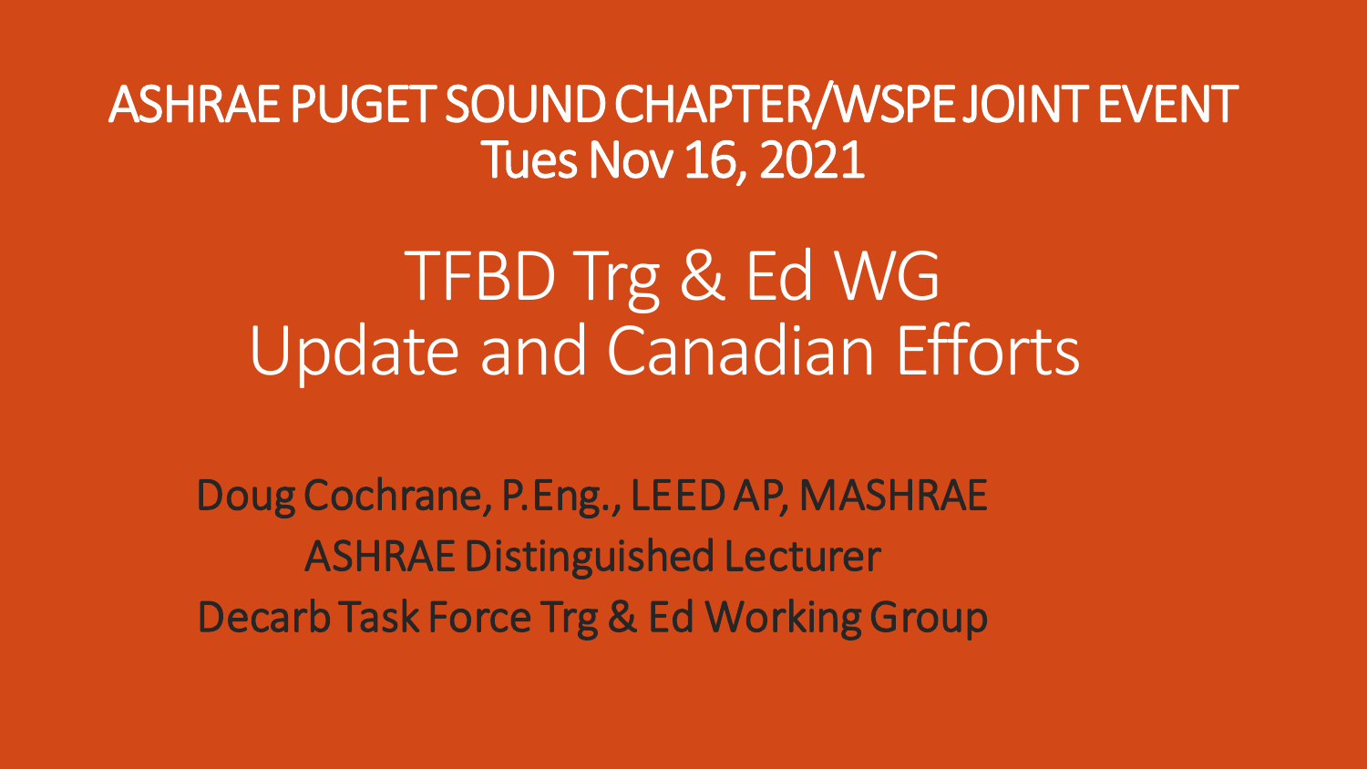# ASHRAE PUGET SOUND CHAPTER/WSPE JOINT EVENT
Tues Nov 16, 2021

## TFBD Trg & Ed WG
## Update and Canadian Efforts

Doug Cochrane, P.Eng., LEED AP, MASHRAE
ASHRAE Distinguished Lecturer
Decarb Task Force Trg & Ed Working Group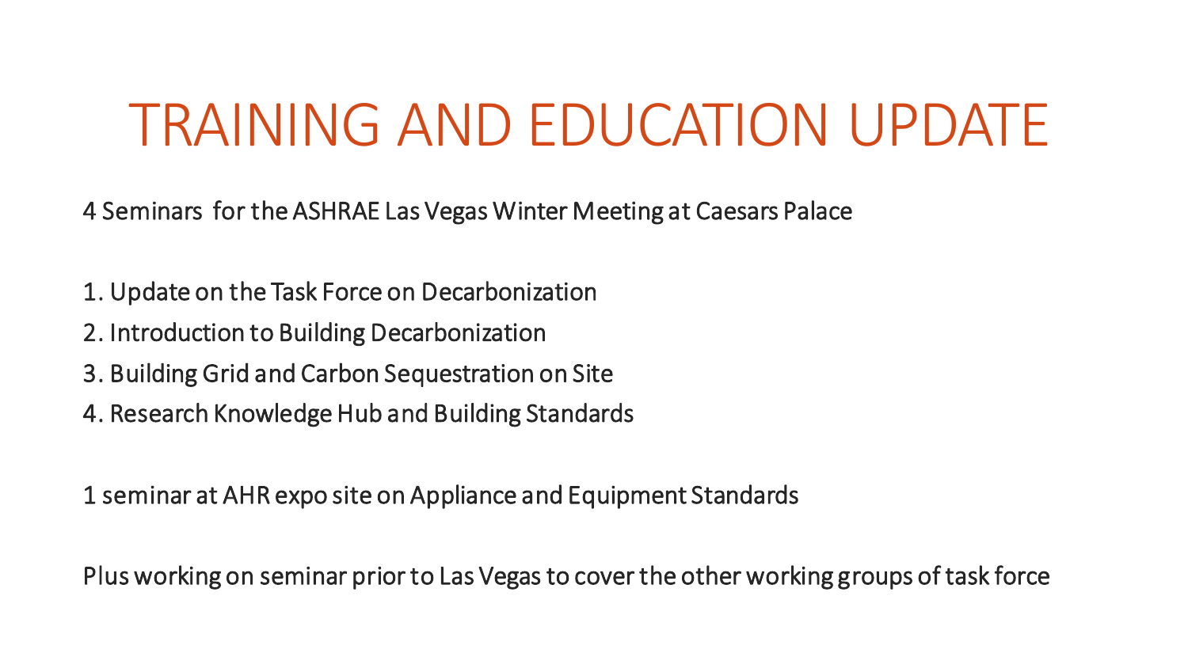# TRAINING AND EDUCATION UPDATE

4 Seminars for the ASHRAE Las Vegas Winter Meeting at Caesars Palace

1. Update on the Task Force on Decarbonization
2. Introduction to Building Decarbonization
3. Building Grid and Carbon Sequestration on Site
4. Research Knowledge Hub and Building Standards

1 seminar at AHR expo site on Appliance and Equipment Standards

Plus working on seminar prior to Las Vegas to cover the other working groups of task force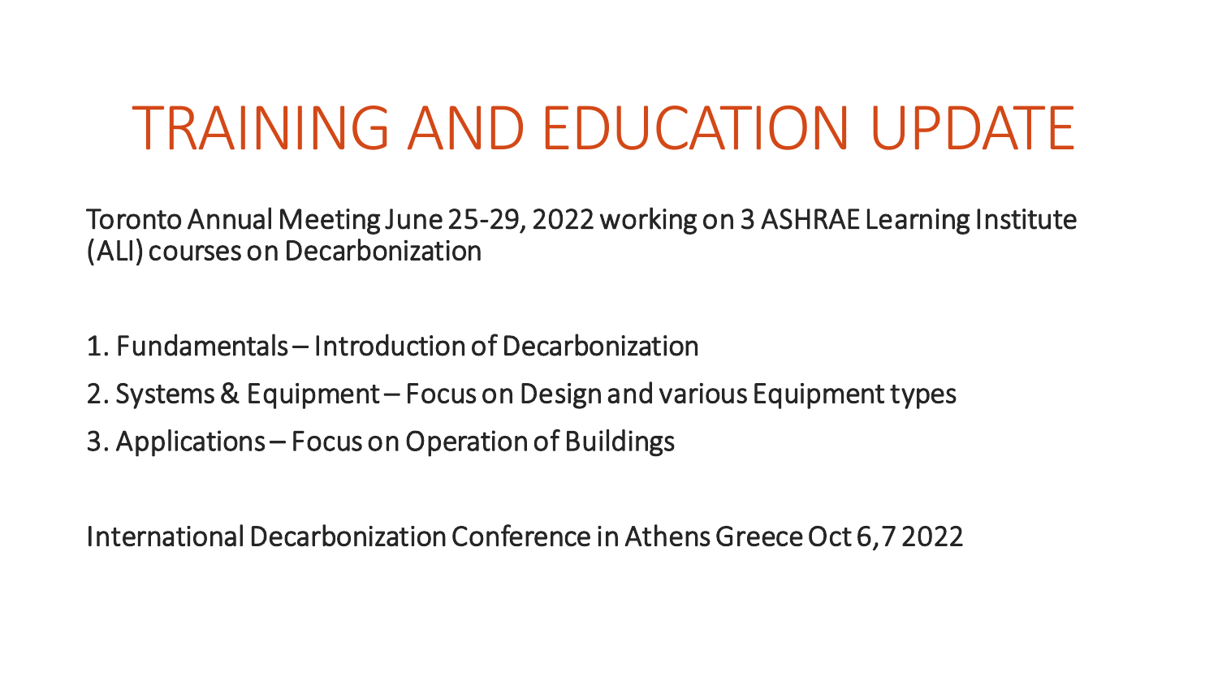# TRAINING AND EDUCATION UPDATE

Toronto Annual Meeting June 25-29, 2022 working on 3 ASHRAE Learning Institute (ALI) courses on Decarbonization

1. Fundamentals – Introduction of Decarbonization
2. Systems & Equipment – Focus on Design and various Equipment types
3. Applications – Focus on Operation of Buildings

International Decarbonization Conference in Athens Greece Oct 6,7 2022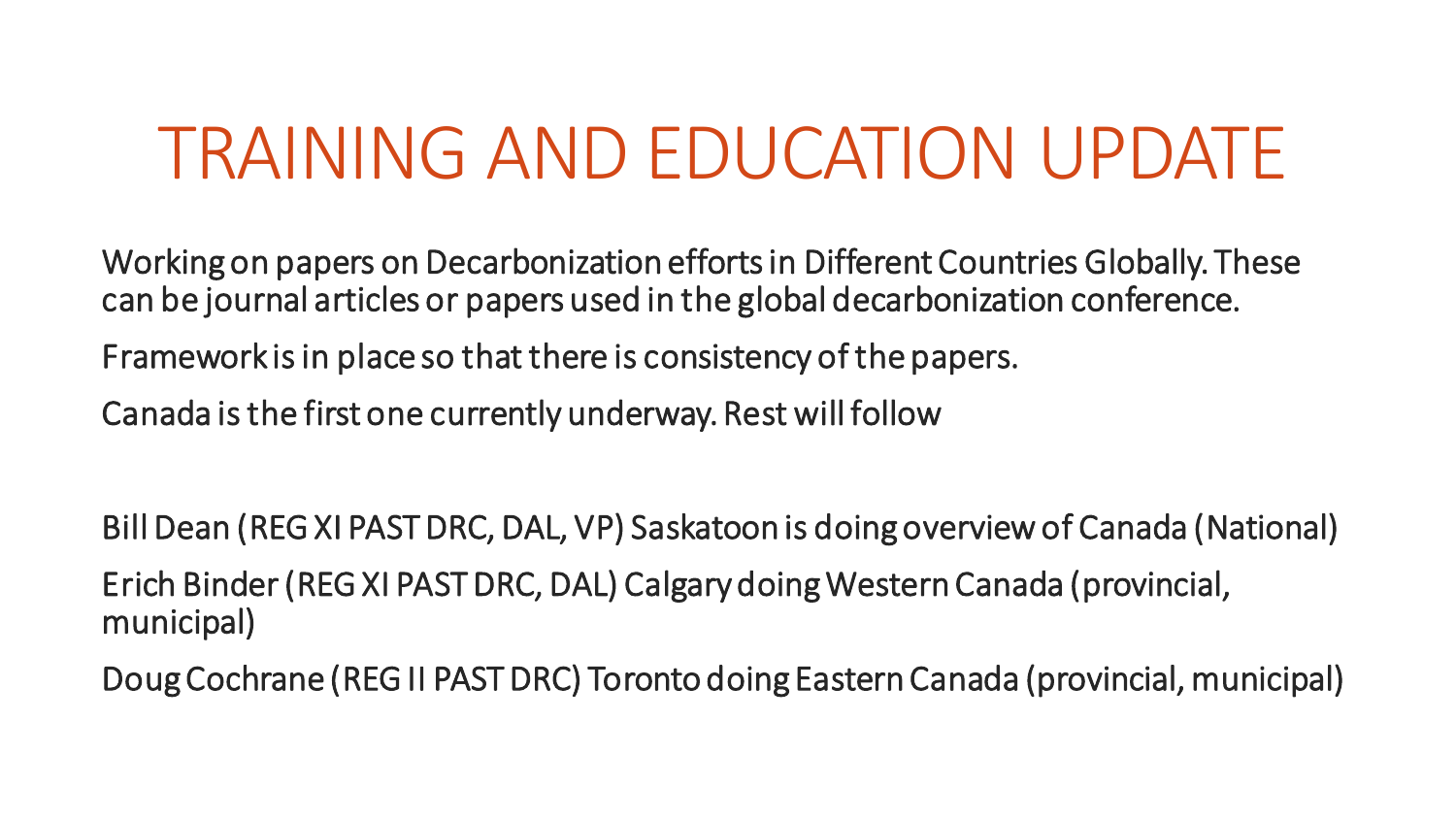# TRAINING AND EDUCATION UPDATE

Working on papers on Decarbonization efforts in Different Countries Globally. These can be journal articles or papers used in the global decarbonization conference.

Framework is in place so that there is consistency of the papers.

Canada is the first one currently underway. Rest will follow

Bill Dean (REG XI PAST DRC, DAL, VP) Saskatoon is doing overview of Canada (National)

Erich Binder (REG XI PAST DRC, DAL) Calgary doing Western Canada (provincial, municipal)

Doug Cochrane (REG II PAST DRC) Toronto doing Eastern Canada (provincial, municipal)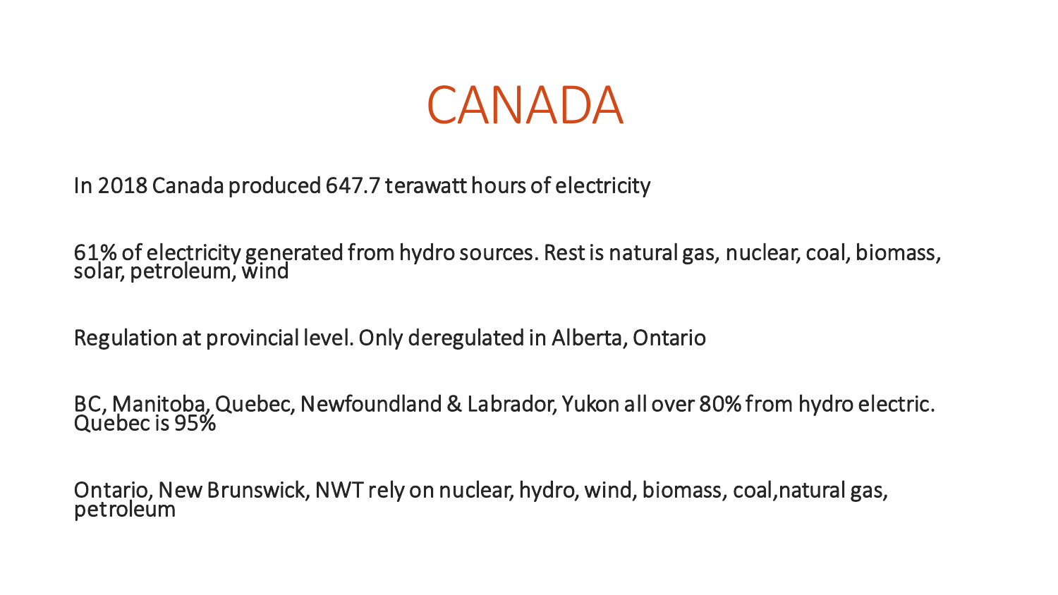# CANADA

In 2018 Canada produced 647.7 terawatt hours of electricity

61% of electricity generated from hydro sources. Rest is natural gas, nuclear, coal, biomass, solar, petroleum, wind

Regulation at provincial level. Only deregulated in Alberta, Ontario

BC, Manitoba, Quebec, Newfoundland & Labrador, Yukon all over 80% from hydro electric. Quebec is 95%

Ontario, New Brunswick, NWT rely on nuclear, hydro, wind, biomass, coal,natural gas, petroleum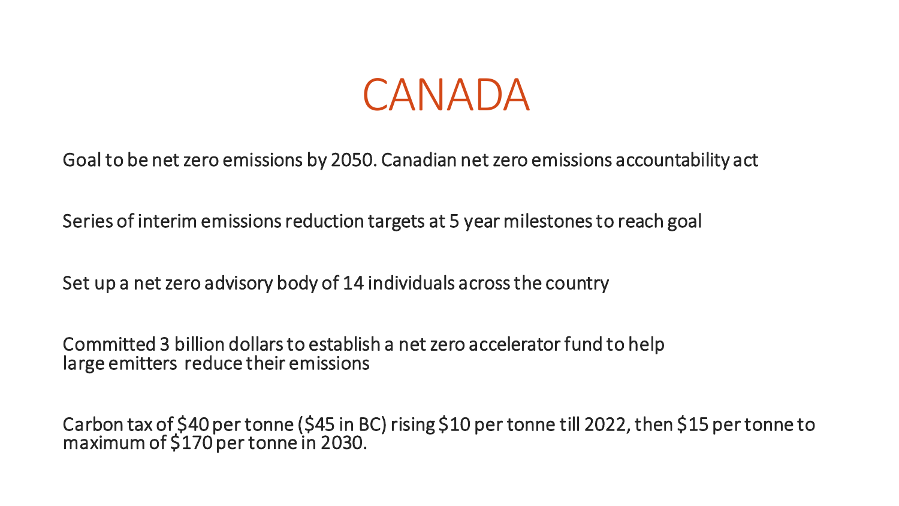# CANADA

Goal to be net zero emissions by 2050. Canadian net zero emissions accountability act

Series of interim emissions reduction targets at 5 year milestones to reach goal

Set up a net zero advisory body of 14 individuals across the country

Committed 3 billion dollars to establish a net zero accelerator fund to help large emitters reduce their emissions

Carbon tax of $40 per tonne ($45 in BC) rising $10 per tonne till 2022, then $15 per tonne to maximum of $170 per tonne in 2030.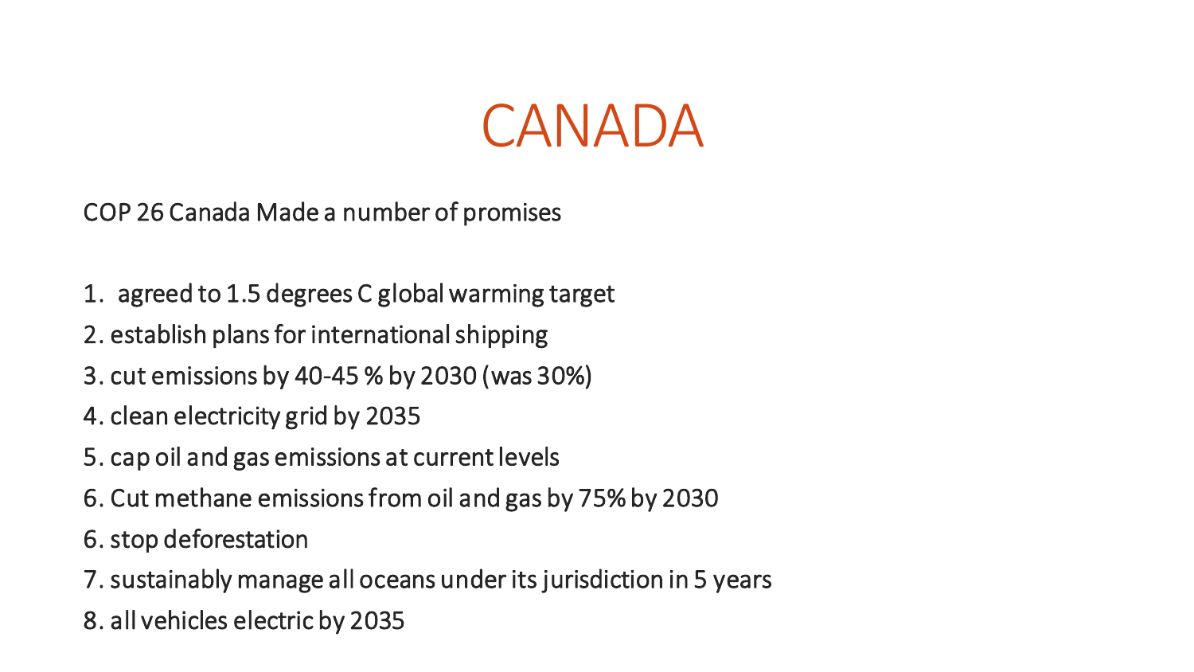# CANADA

COP 26 Canada Made a number of promises

1. agreed to 1.5 degrees C global warming target
2. establish plans for international shipping
3. cut emissions by 40-45 % by 2030 (was 30%)
4. clean electricity grid by 2035
5. cap oil and gas emissions at current levels
6. Cut methane emissions from oil and gas by 75% by 2030
6. stop deforestation
7. sustainably manage all oceans under its jurisdiction in 5 years
8. all vehicles electric by 2035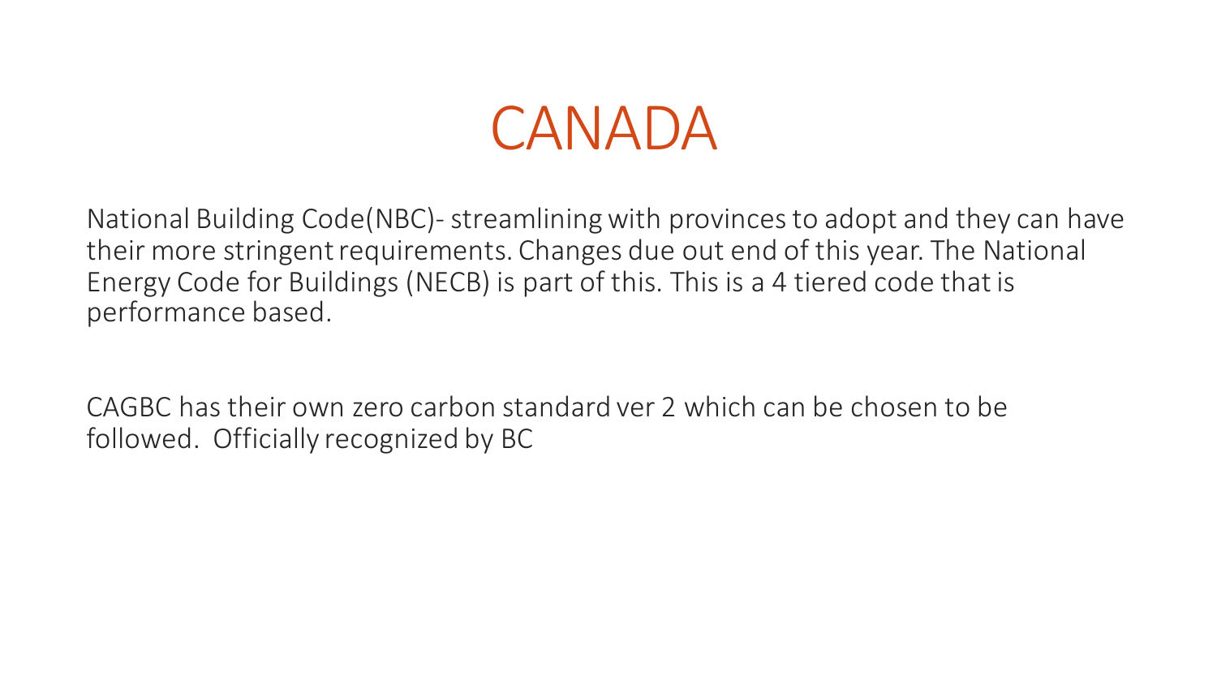# CANADA

National Building Code(NBC)- streamlining with provinces to adopt and they can have their more stringent requirements. Changes due out end of this year. The National Energy Code for Buildings (NECB) is part of this. This is a 4 tiered code that is performance based.

CAGBC has their own zero carbon standard ver 2 which can be chosen to be followed. Officially recognized by BC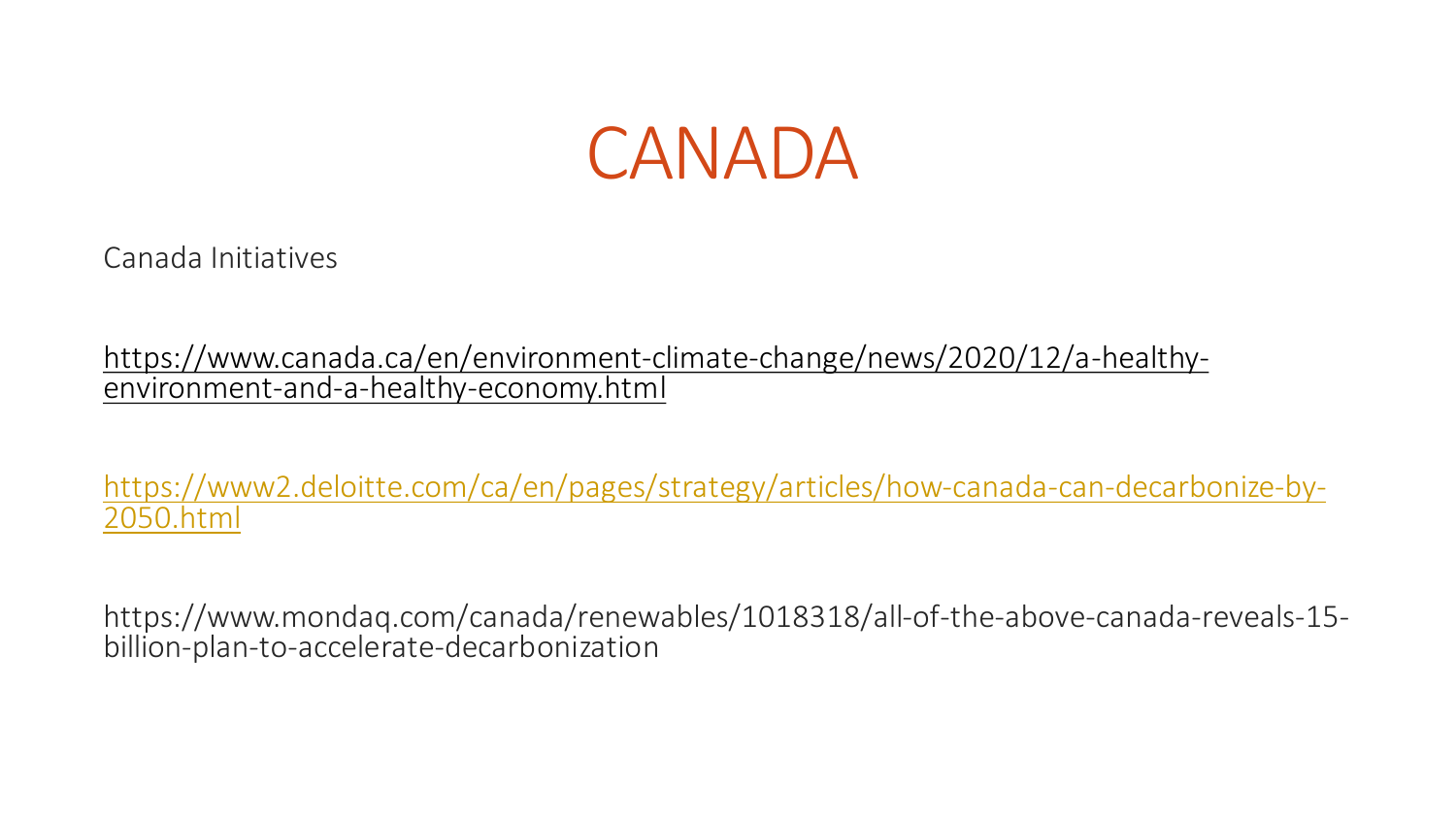# CANADA

Canada Initiatives

https://www.canada.ca/en/environment-climate-change/news/2020/12/a-healthy-environment-and-a-healthy-economy.html

https://www2.deloitte.com/ca/en/pages/strategy/articles/how-canada-can-decarbonize-by-2050.html

https://www.mondaq.com/canada/renewables/1018318/all-of-the-above-canada-reveals-15-billion-plan-to-accelerate-decarbonization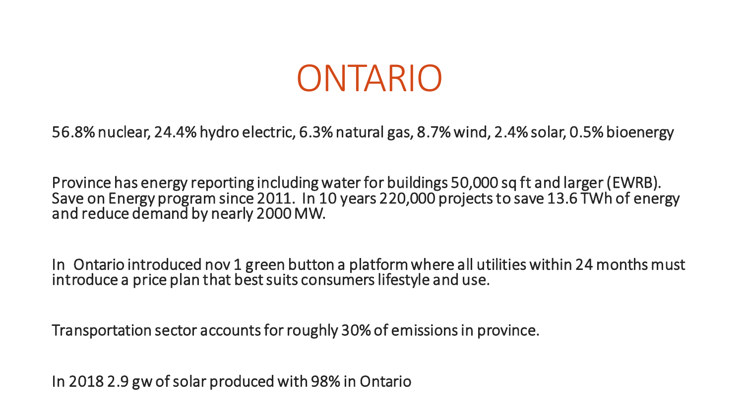# ONTARIO

56.8% nuclear, 24.4% hydro electric, 6.3% natural gas, 8.7% wind, 2.4% solar, 0.5% bioenergy

Province has energy reporting including water for buildings 50,000 sq ft and larger (EWRB). Save on Energy program since 2011. In 10 years 220,000 projects to save 13.6 TWh of energy and reduce demand by nearly 2000 MW.

In Ontario introduced nov 1 green button a platform where all utilities within 24 months must introduce a price plan that best suits consumers lifestyle and use.

Transportation sector accounts for roughly 30% of emissions in province.

In 2018 2.9 gw of solar produced with 98% in Ontario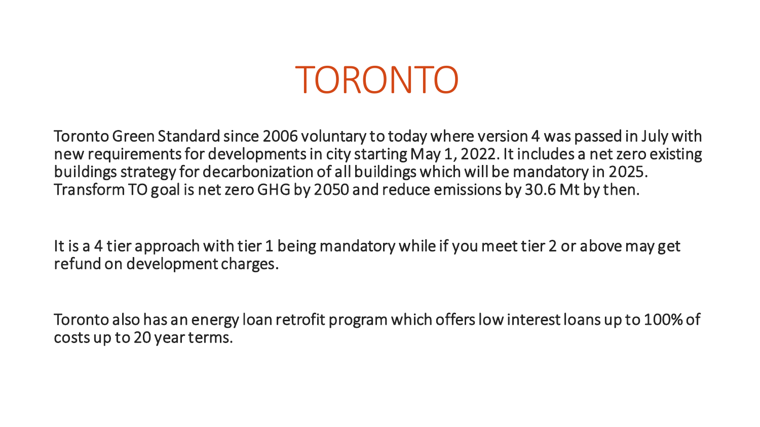# TORONTO

Toronto Green Standard since 2006 voluntary to today where version 4 was passed in July with new requirements for developments in city starting May 1, 2022. It includes a net zero existing buildings strategy for decarbonization of all buildings which will be mandatory in 2025. Transform TO goal is net zero GHG by 2050 and reduce emissions by 30.6 Mt by then.

It is a 4 tier approach with tier 1 being mandatory while if you meet tier 2 or above may get refund on development charges.

Toronto also has an energy loan retrofit program which offers low interest loans up to 100% of costs up to 20 year terms.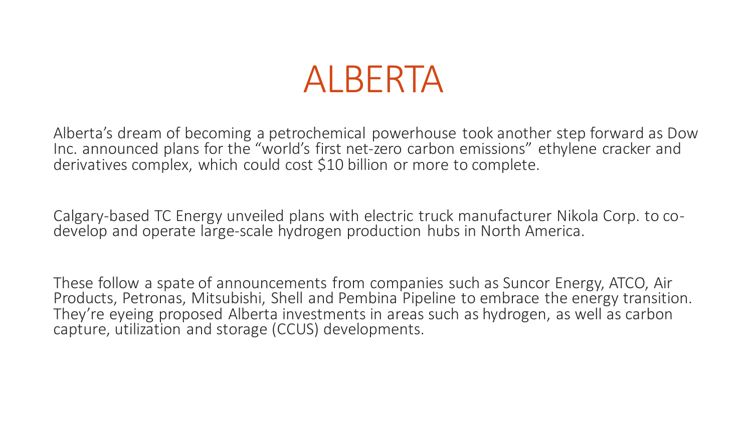# ALBERTA

Alberta's dream of becoming a petrochemical powerhouse took another step forward as Dow Inc. announced plans for the "world's first net-zero carbon emissions" ethylene cracker and derivatives complex, which could cost $10 billion or more to complete.

Calgary-based TC Energy unveiled plans with electric truck manufacturer Nikola Corp. to co-develop and operate large-scale hydrogen production hubs in North America.

These follow a spate of announcements from companies such as Suncor Energy, ATCO, Air Products, Petronas, Mitsubishi, Shell and Pembina Pipeline to embrace the energy transition. They're eyeing proposed Alberta investments in areas such as hydrogen, as well as carbon capture, utilization and storage (CCUS) developments.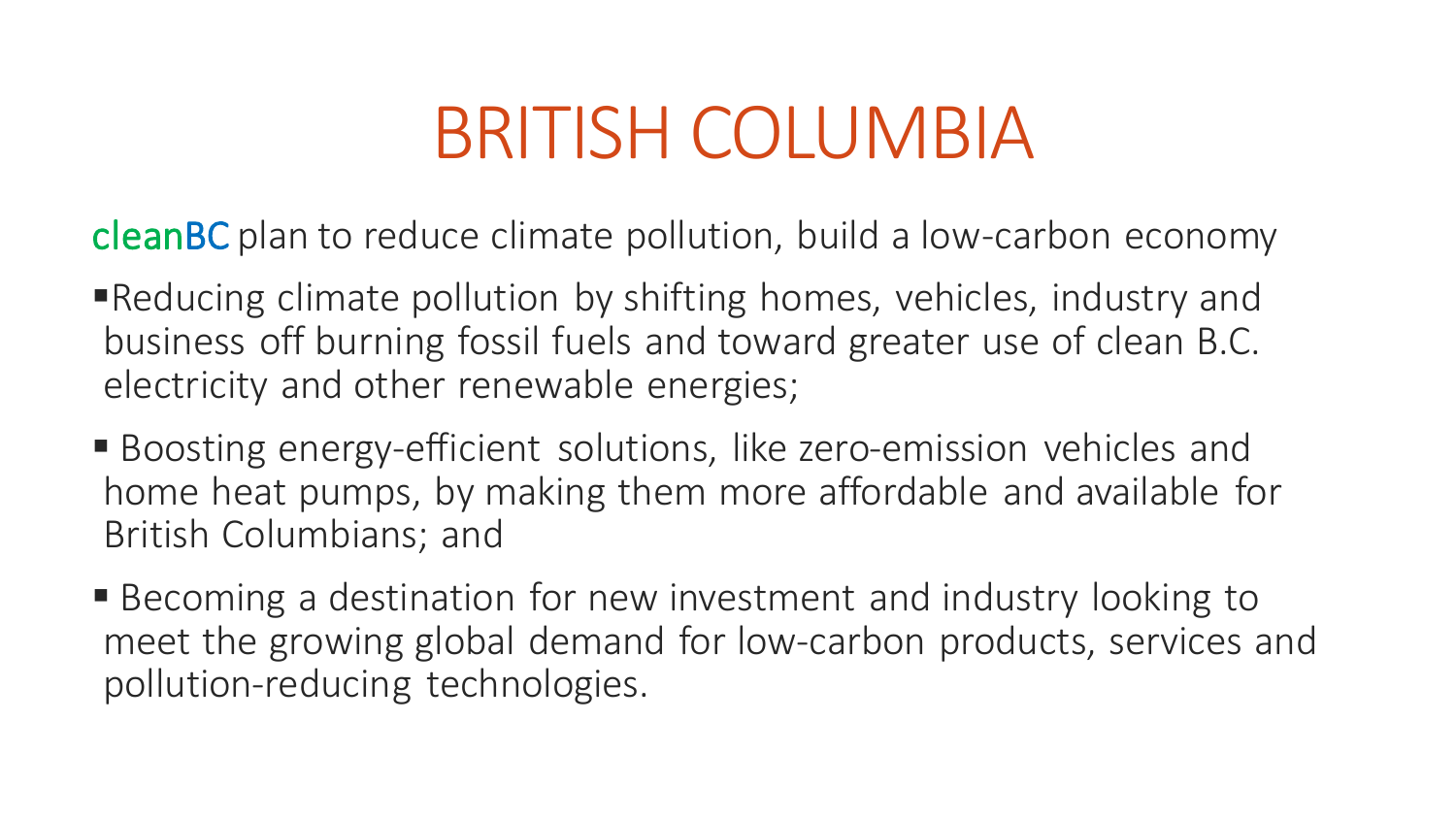# BRITISH COLUMBIA

cleanBC plan to reduce climate pollution, build a low-carbon economy

- Reducing climate pollution by shifting homes, vehicles, industry and business off burning fossil fuels and toward greater use of clean B.C. electricity and other renewable energies;
- Boosting energy-efficient solutions, like zero-emission vehicles and home heat pumps, by making them more affordable and available for British Columbians; and
- Becoming a destination for new investment and industry looking to meet the growing global demand for low-carbon products, services and pollution-reducing technologies.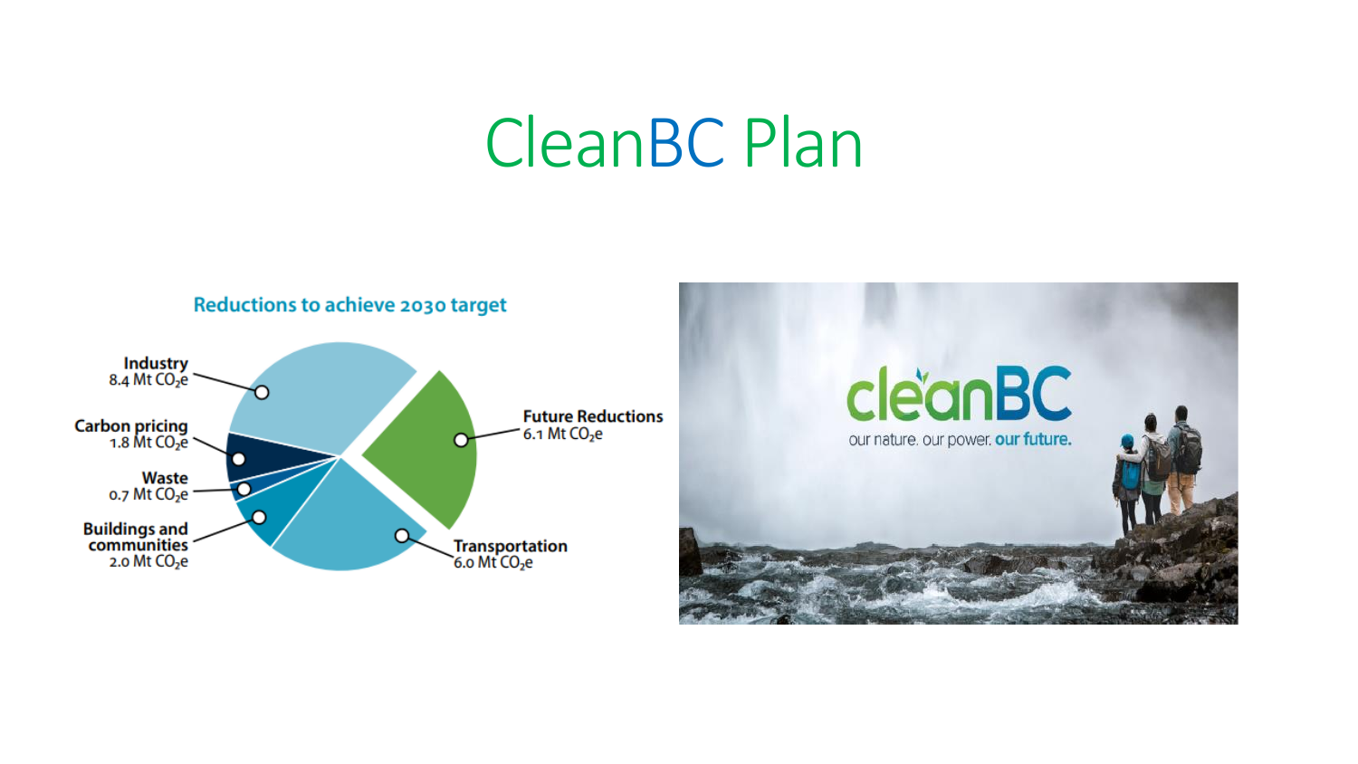# CleanBC Plan

**Reductions to achieve 2030 target**

- **Industry** 8.4 Mt $CO_2e$
- **Carbon pricing** 1.8 Mt $CO_2e$
- **Waste** 0.7 Mt $CO_2e$
- **Buildings and communities** 2.0 Mt $CO_2e$
- **Transportation** 6.0 Mt $CO_2e$
- **Future Reductions** 6.1 Mt $CO_2e$

cleanBC

our nature. our power. **our future.**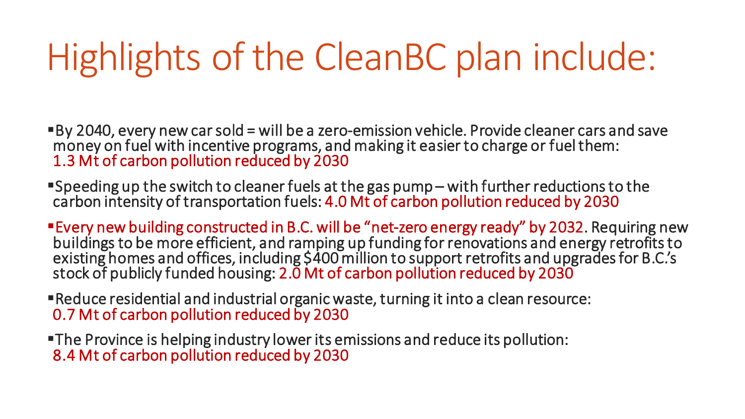# Highlights of the CleanBC plan include:

- By 2040, every new car sold = will be a zero-emission vehicle. Provide cleaner cars and save money on fuel with incentive programs, and making it easier to charge or fuel them: 1.3 Mt of carbon pollution reduced by 2030
- Speeding up the switch to cleaner fuels at the gas pump – with further reductions to the carbon intensity of transportation fuels: 4.0 Mt of carbon pollution reduced by 2030
- Every new building constructed in B.C. will be "net-zero energy ready" by 2032. Requiring new buildings to be more efficient, and ramping up funding for renovations and energy retrofits to existing homes and offices, including $400 million to support retrofits and upgrades for B.C.'s stock of publicly funded housing: 2.0 Mt of carbon pollution reduced by 2030
- Reduce residential and industrial organic waste, turning it into a clean resource: 0.7 Mt of carbon pollution reduced by 2030
- The Province is helping industry lower its emissions and reduce its pollution: 8.4 Mt of carbon pollution reduced by 2030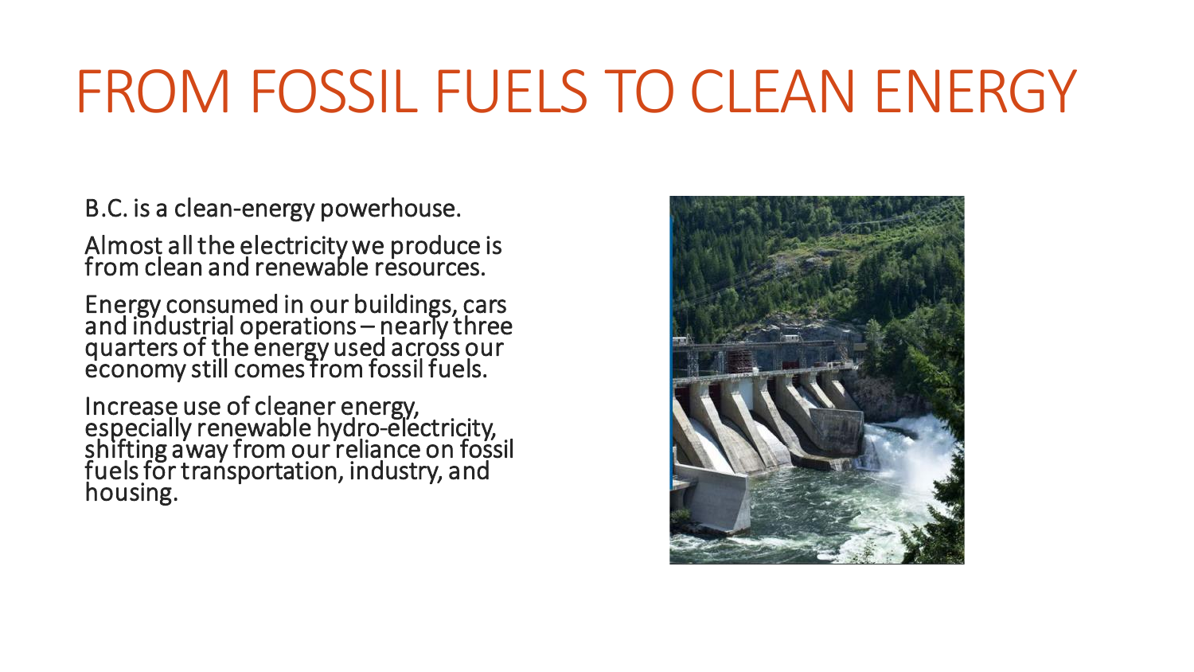# FROM FOSSIL FUELS TO CLEAN ENERGY

B.C. is a clean-energy powerhouse.

Almost all the electricity we produce is from clean and renewable resources.

Energy consumed in our buildings, cars and industrial operations – nearly three quarters of the energy used across our economy still comes from fossil fuels.

Increase use of cleaner energy, especially renewable hydro-electricity, shifting away from our reliance on fossil fuels for transportation, industry, and housing.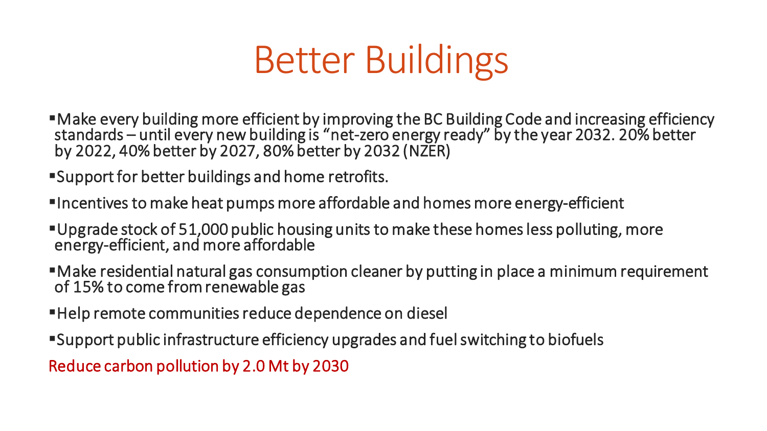# Better Buildings

- Make every building more efficient by improving the BC Building Code and increasing efficiency standards – until every new building is "net-zero energy ready" by the year 2032. 20% better by 2022, 40% better by 2027, 80% better by 2032 (NZER)
- Support for better buildings and home retrofits.
- Incentives to make heat pumps more affordable and homes more energy-efficient
- Upgrade stock of 51,000 public housing units to make these homes less polluting, more energy-efficient, and more affordable
- Make residential natural gas consumption cleaner by putting in place a minimum requirement of 15% to come from renewable gas
- Help remote communities reduce dependence on diesel
- Support public infrastructure efficiency upgrades and fuel switching to biofuels

Reduce carbon pollution by 2.0 Mt by 2030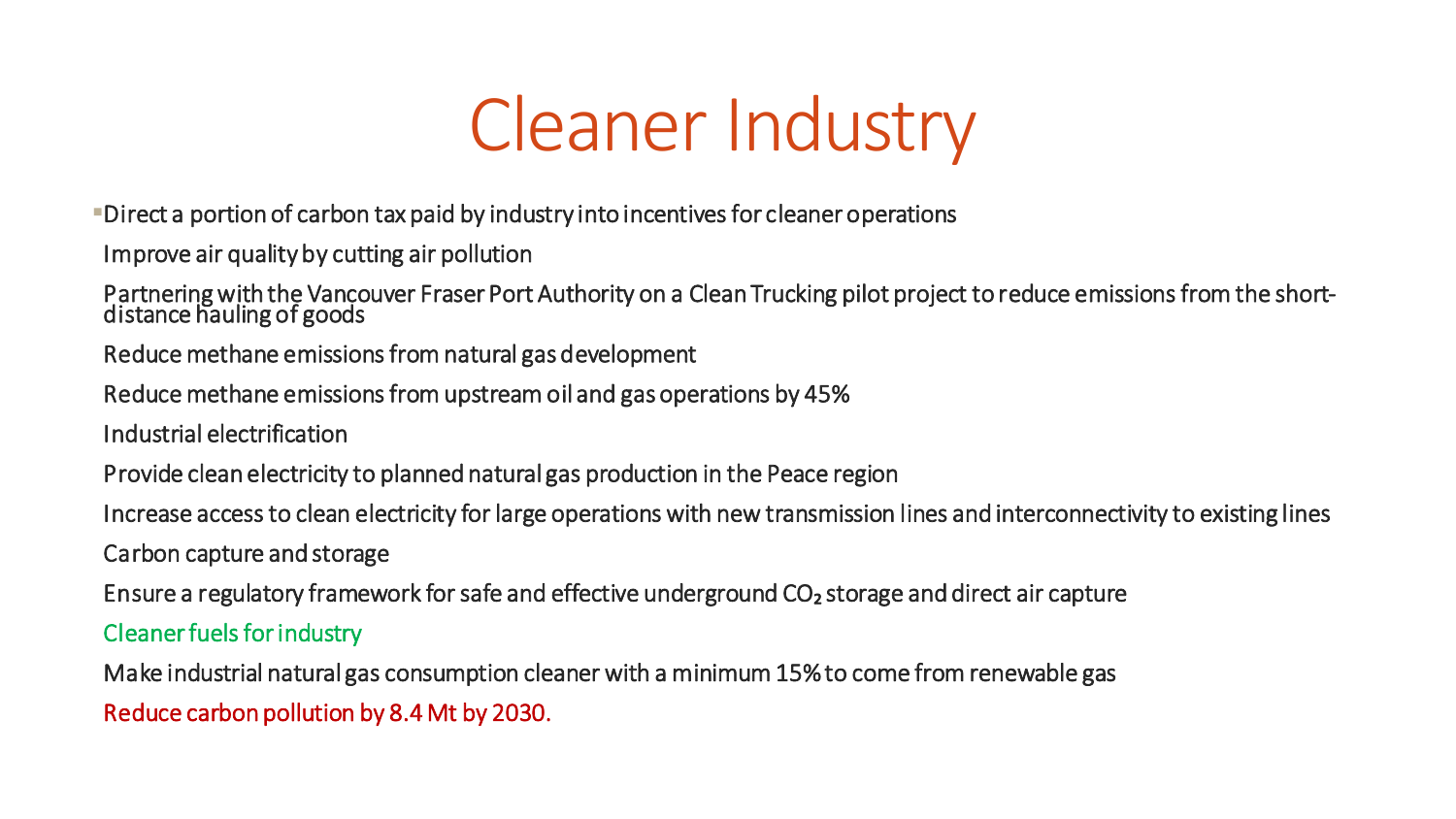# Cleaner Industry

- Direct a portion of carbon tax paid by industry into incentives for cleaner operations

Improve air quality by cutting air pollution

Partnering with the Vancouver Fraser Port Authority on a Clean Trucking pilot project to reduce emissions from the short-distance hauling of goods

Reduce methane emissions from natural gas development

Reduce methane emissions from upstream oil and gas operations by 45%

Industrial electrification

Provide clean electricity to planned natural gas production in the Peace region

Increase access to clean electricity for large operations with new transmission lines and interconnectivity to existing lines

Carbon capture and storage

Ensure a regulatory framework for safe and effective underground $CO_2$ storage and direct air capture

Cleaner fuels for industry

Make industrial natural gas consumption cleaner with a minimum 15% to come from renewable gas

Reduce carbon pollution by 8.4 Mt by 2030.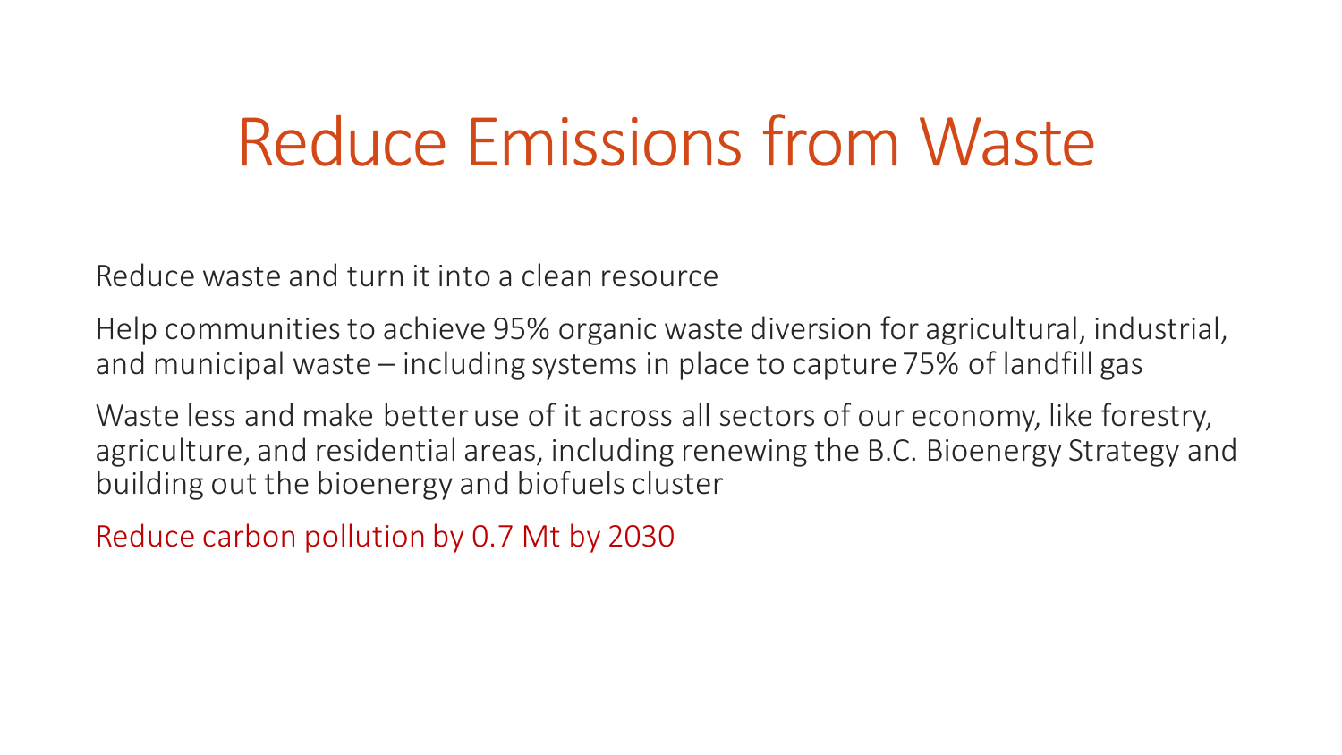# Reduce Emissions from Waste

Reduce waste and turn it into a clean resource

Help communities to achieve 95% organic waste diversion for agricultural, industrial, and municipal waste – including systems in place to capture 75% of landfill gas

Waste less and make better use of it across all sectors of our economy, like forestry, agriculture, and residential areas, including renewing the B.C. Bioenergy Strategy and building out the bioenergy and biofuels cluster

Reduce carbon pollution by 0.7 Mt by 2030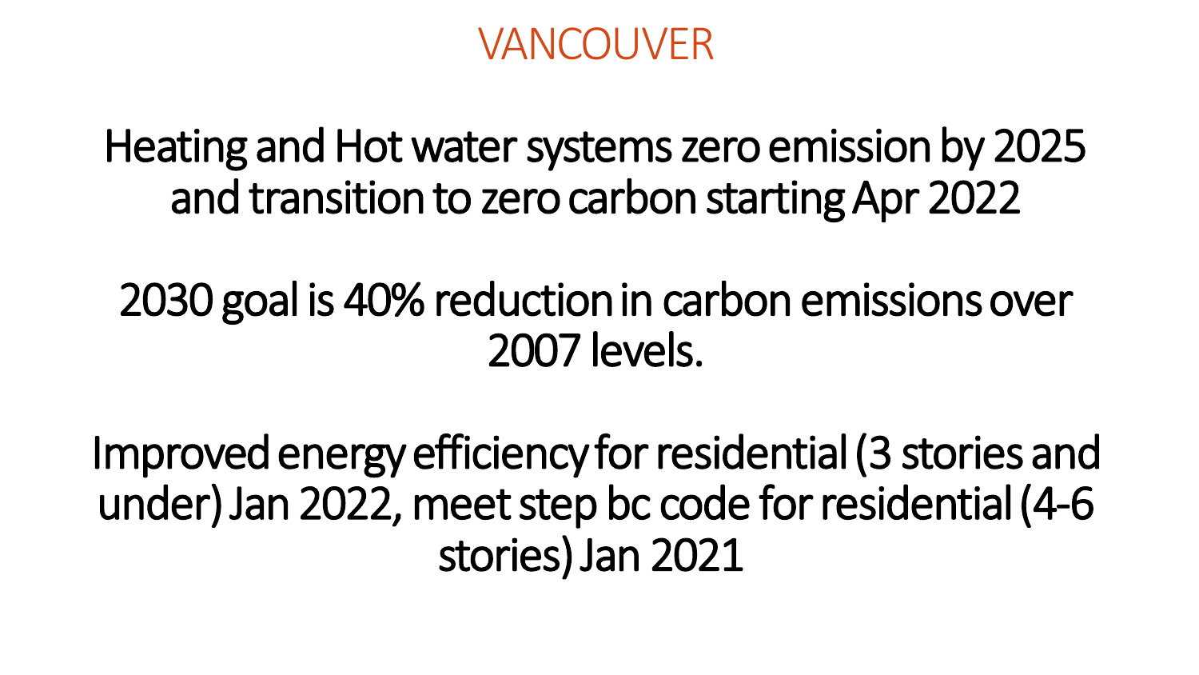# VANCOUVER

Heating and Hot water systems zero emission by 2025 and transition to zero carbon starting Apr 2022

2030 goal is 40% reduction in carbon emissions over 2007 levels.

Improved energy efficiency for residential (3 stories and under) Jan 2022, meet step bc code for residential (4-6 stories) Jan 2021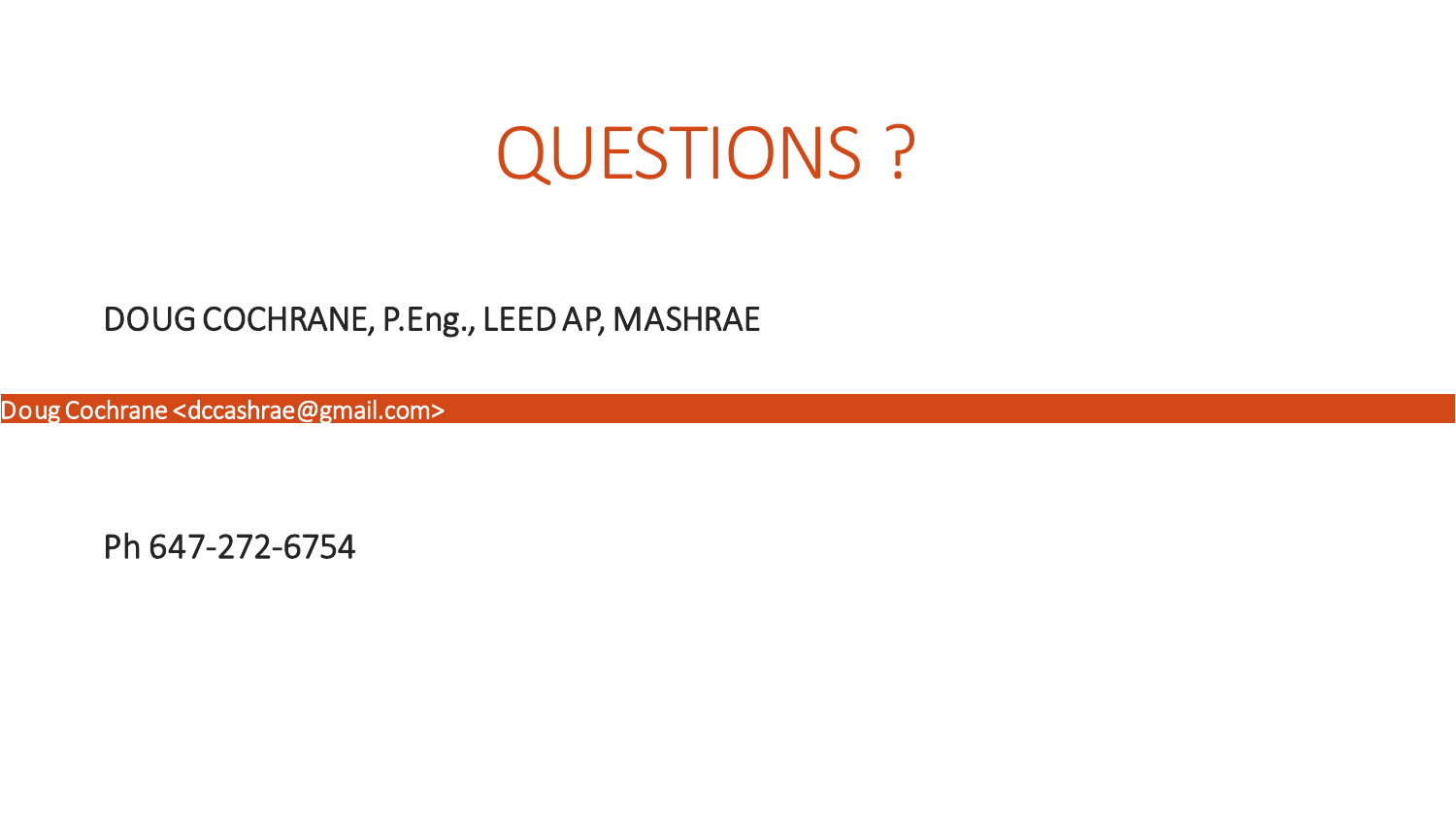# QUESTIONS ?

DOUG COCHRANE, P.Eng., LEED AP, MASHRAE

Doug Cochrane <dccashrae@gmail.com>

Ph 647-272-6754